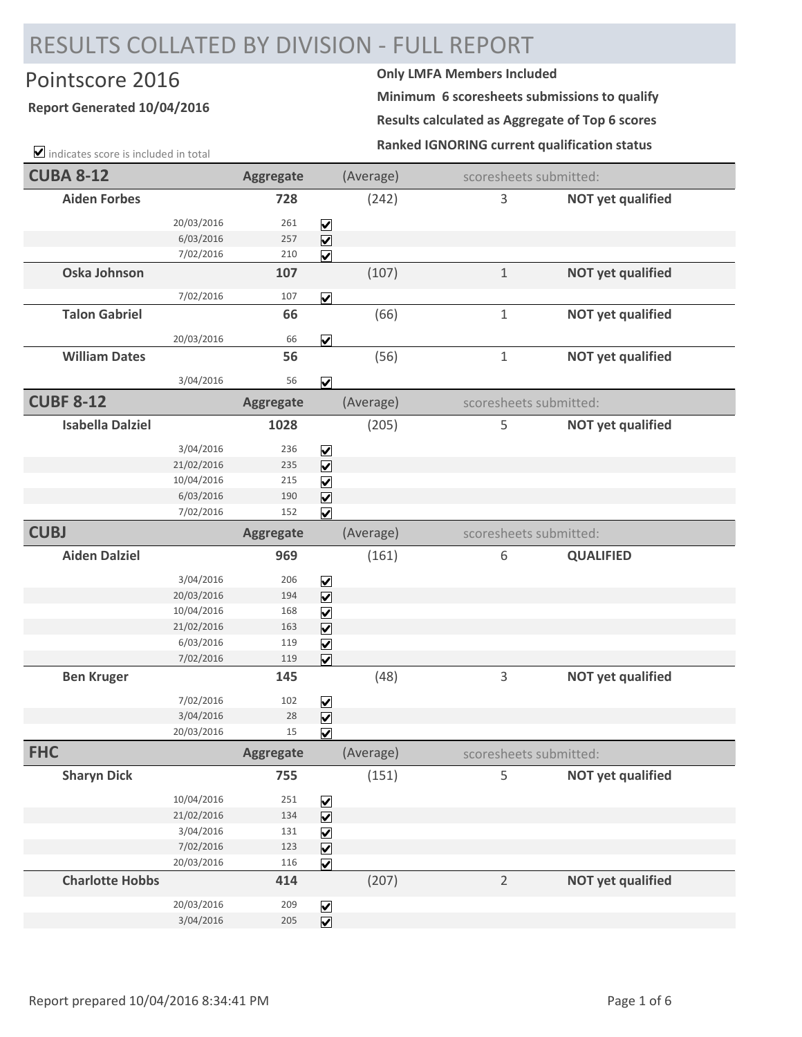# RESULTS COLLATED BY DIVISION - FULL REPORT

## Pointscore 2016

**Report Generated 10/04/2016**

**Only LMFA Members Included**

**Minimum 6 scoresheets submissions to qualify**

**Results calculated as Aggregate of Top 6 scores**

**Ranked IGNORING current qualification status**

☑ indicates score is included in total

| **CUBA 8-12** | | **Aggregate** | | (Average) | scoresheets submitted: | |
|---|---|---|---|---|---|---|
| **Aiden Forbes** | | **728** | | (242) | 3 | **NOT yet qualified** |
| | 20/03/2016 | 261 | ☑ | | | |
| | 6/03/2016 | 257 | ☑ | | | |
| | 7/02/2016 | 210 | ☑ | | | |
| **Oska Johnson** | | **107** | | (107) | 1 | **NOT yet qualified** |
| | 7/02/2016 | 107 | ☑ | | | |
| **Talon Gabriel** | | **66** | | (66) | 1 | **NOT yet qualified** |
| | 20/03/2016 | 66 | ☑ | | | |
| **William Dates** | | **56** | | (56) | 1 | **NOT yet qualified** |
| | 3/04/2016 | 56 | ☑ | | | |

| **CUBF 8-12** | | **Aggregate** | | (Average) | scoresheets submitted: | |
|---|---|---|---|---|---|---|
| **Isabella Dalziel** | | **1028** | | (205) | 5 | **NOT yet qualified** |
| | 3/04/2016 | 236 | ☑ | | | |
| | 21/02/2016 | 235 | ☑ | | | |
| | 10/04/2016 | 215 | ☑ | | | |
| | 6/03/2016 | 190 | ☑ | | | |
| | 7/02/2016 | 152 | ☑ | | | |

| **CUBJ** | | **Aggregate** | | (Average) | scoresheets submitted: | |
|---|---|---|---|---|---|---|
| **Aiden Dalziel** | | **969** | | (161) | 6 | **QUALIFIED** |
| | 3/04/2016 | 206 | ☑ | | | |
| | 20/03/2016 | 194 | ☑ | | | |
| | 10/04/2016 | 168 | ☑ | | | |
| | 21/02/2016 | 163 | ☑ | | | |
| | 6/03/2016 | 119 | ☑ | | | |
| | 7/02/2016 | 119 | ☑ | | | |
| **Ben Kruger** | | **145** | | (48) | 3 | **NOT yet qualified** |
| | 7/02/2016 | 102 | ☑ | | | |
| | 3/04/2016 | 28 | ☑ | | | |
| | 20/03/2016 | 15 | ☑ | | | |

| **FHC** | | **Aggregate** | | (Average) | scoresheets submitted: | |
|---|---|---|---|---|---|---|
| **Sharyn Dick** | | **755** | | (151) | 5 | **NOT yet qualified** |
| | 10/04/2016 | 251 | ☑ | | | |
| | 21/02/2016 | 134 | ☑ | | | |
| | 3/04/2016 | 131 | ☑ | | | |
| | 7/02/2016 | 123 | ☑ | | | |
| | 20/03/2016 | 116 | ☑ | | | |
| **Charlotte Hobbs** | | **414** | | (207) | 2 | **NOT yet qualified** |
| | 20/03/2016 | 209 | ☑ | | | |
| | 3/04/2016 | 205 | ☑ | | | |

Report prepared 10/04/2016 8:34:41 PM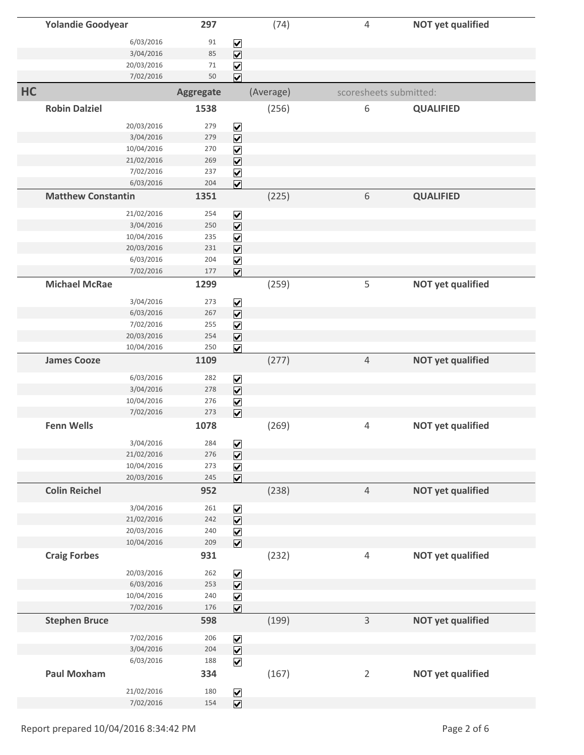| | | | | |
|---|---|---|---|---|
| **Yolandie Goodyear** | **297** | (74) | 4 | **NOT yet qualified** |
| 6/03/2016 | 91 | ☑ | | |
| 3/04/2016 | 85 | ☑ | | |
| 20/03/2016 | 71 | ☑ | | |
| 7/02/2016 | 50 | ☑ | | |

| **HC** | **Aggregate** | (Average) | scoresheets submitted: | |
|---|---|---|---|---|
| **Robin Dalziel** | **1538** | (256) | 6 | **QUALIFIED** |
| 20/03/2016 | 279 | ☑ | | |
| 3/04/2016 | 279 | ☑ | | |
| 10/04/2016 | 270 | ☑ | | |
| 21/02/2016 | 269 | ☑ | | |
| 7/02/2016 | 237 | ☑ | | |
| 6/03/2016 | 204 | ☑ | | |
| **Matthew Constantin** | **1351** | (225) | 6 | **QUALIFIED** |
| 21/02/2016 | 254 | ☑ | | |
| 3/04/2016 | 250 | ☑ | | |
| 10/04/2016 | 235 | ☑ | | |
| 20/03/2016 | 231 | ☑ | | |
| 6/03/2016 | 204 | ☑ | | |
| 7/02/2016 | 177 | ☑ | | |
| **Michael McRae** | **1299** | (259) | 5 | **NOT yet qualified** |
| 3/04/2016 | 273 | ☑ | | |
| 6/03/2016 | 267 | ☑ | | |
| 7/02/2016 | 255 | ☑ | | |
| 20/03/2016 | 254 | ☑ | | |
| 10/04/2016 | 250 | ☑ | | |
| **James Cooze** | **1109** | (277) | 4 | **NOT yet qualified** |
| 6/03/2016 | 282 | ☑ | | |
| 3/04/2016 | 278 | ☑ | | |
| 10/04/2016 | 276 | ☑ | | |
| 7/02/2016 | 273 | ☑ | | |
| **Fenn Wells** | **1078** | (269) | 4 | **NOT yet qualified** |
| 3/04/2016 | 284 | ☑ | | |
| 21/02/2016 | 276 | ☑ | | |
| 10/04/2016 | 273 | ☑ | | |
| 20/03/2016 | 245 | ☑ | | |
| **Colin Reichel** | **952** | (238) | 4 | **NOT yet qualified** |
| 3/04/2016 | 261 | ☑ | | |
| 21/02/2016 | 242 | ☑ | | |
| 20/03/2016 | 240 | ☑ | | |
| 10/04/2016 | 209 | ☑ | | |
| **Craig Forbes** | **931** | (232) | 4 | **NOT yet qualified** |
| 20/03/2016 | 262 | ☑ | | |
| 6/03/2016 | 253 | ☑ | | |
| 10/04/2016 | 240 | ☑ | | |
| 7/02/2016 | 176 | ☑ | | |
| **Stephen Bruce** | **598** | (199) | 3 | **NOT yet qualified** |
| 7/02/2016 | 206 | ☑ | | |
| 3/04/2016 | 204 | ☑ | | |
| 6/03/2016 | 188 | ☑ | | |
| **Paul Moxham** | **334** | (167) | 2 | **NOT yet qualified** |
| 21/02/2016 | 180 | ☑ | | |
| 7/02/2016 | 154 | ☑ | | |

Report prepared 10/04/2016 8:34:42 PM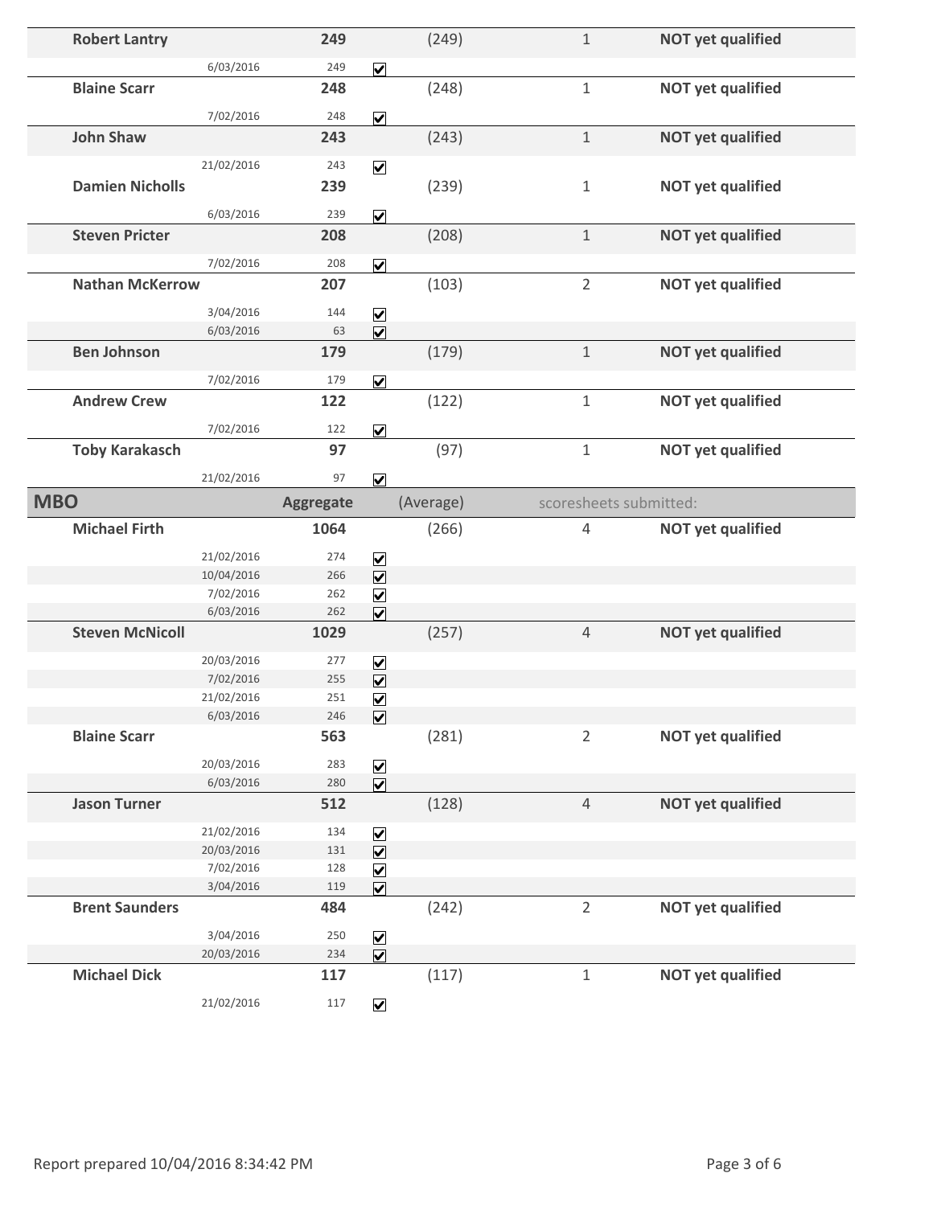| Name | Date | Aggregate | | (Average) | Scoresheets submitted | Status |
|---|---|---|---|---|---|---|
| **Robert Lantry** | | **249** | | (249) | 1 | **NOT yet qualified** |
| | 6/03/2016 | 249 | ☑ | | | |
| **Blaine Scarr** | | **248** | | (248) | 1 | **NOT yet qualified** |
| | 7/02/2016 | 248 | ☑ | | | |
| **John Shaw** | | **243** | | (243) | 1 | **NOT yet qualified** |
| | 21/02/2016 | 243 | ☑ | | | |
| **Damien Nicholls** | | **239** | | (239) | 1 | **NOT yet qualified** |
| | 6/03/2016 | 239 | ☑ | | | |
| **Steven Pricter** | | **208** | | (208) | 1 | **NOT yet qualified** |
| | 7/02/2016 | 208 | ☑ | | | |
| **Nathan McKerrow** | | **207** | | (103) | 2 | **NOT yet qualified** |
| | 3/04/2016 | 144 | ☑ | | | |
| | 6/03/2016 | 63 | ☑ | | | |
| **Ben Johnson** | | **179** | | (179) | 1 | **NOT yet qualified** |
| | 7/02/2016 | 179 | ☑ | | | |
| **Andrew Crew** | | **122** | | (122) | 1 | **NOT yet qualified** |
| | 7/02/2016 | 122 | ☑ | | | |
| **Toby Karakasch** | | **97** | | (97) | 1 | **NOT yet qualified** |
| | 21/02/2016 | 97 | ☑ | | | |

## MBO

| Name | Date | Aggregate | | (Average) | scoresheets submitted: | Status |
|---|---|---|---|---|---|---|
| **Michael Firth** | | **1064** | | (266) | 4 | **NOT yet qualified** |
| | 21/02/2016 | 274 | ☑ | | | |
| | 10/04/2016 | 266 | ☑ | | | |
| | 7/02/2016 | 262 | ☑ | | | |
| | 6/03/2016 | 262 | ☑ | | | |
| **Steven McNicoll** | | **1029** | | (257) | 4 | **NOT yet qualified** |
| | 20/03/2016 | 277 | ☑ | | | |
| | 7/02/2016 | 255 | ☑ | | | |
| | 21/02/2016 | 251 | ☑ | | | |
| | 6/03/2016 | 246 | ☑ | | | |
| **Blaine Scarr** | | **563** | | (281) | 2 | **NOT yet qualified** |
| | 20/03/2016 | 283 | ☑ | | | |
| | 6/03/2016 | 280 | ☑ | | | |
| **Jason Turner** | | **512** | | (128) | 4 | **NOT yet qualified** |
| | 21/02/2016 | 134 | ☑ | | | |
| | 20/03/2016 | 131 | ☑ | | | |
| | 7/02/2016 | 128 | ☑ | | | |
| | 3/04/2016 | 119 | ☑ | | | |
| **Brent Saunders** | | **484** | | (242) | 2 | **NOT yet qualified** |
| | 3/04/2016 | 250 | ☑ | | | |
| | 20/03/2016 | 234 | ☑ | | | |
| **Michael Dick** | | **117** | | (117) | 1 | **NOT yet qualified** |
| | 21/02/2016 | 117 | ☑ | | | |

Report prepared 10/04/2016 8:34:42 PM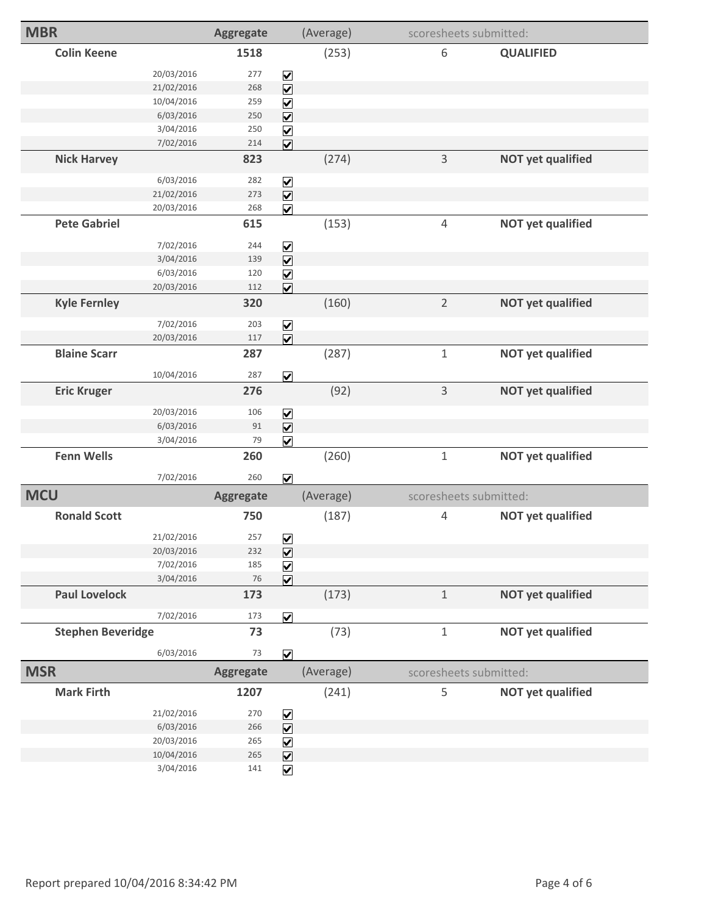## MBR

| | | Aggregate | | (Average) | scoresheets submitted: | |
|---|---|---|---|---|---|---|
| **Colin Keene** | | **1518** | | (253) | 6 | **QUALIFIED** |
| | 20/03/2016 | 277 | ☑ | | | |
| | 21/02/2016 | 268 | ☑ | | | |
| | 10/04/2016 | 259 | ☑ | | | |
| | 6/03/2016 | 250 | ☑ | | | |
| | 3/04/2016 | 250 | ☑ | | | |
| | 7/02/2016 | 214 | ☑ | | | |
| **Nick Harvey** | | **823** | | (274) | 3 | **NOT yet qualified** |
| | 6/03/2016 | 282 | ☑ | | | |
| | 21/02/2016 | 273 | ☑ | | | |
| | 20/03/2016 | 268 | ☑ | | | |
| **Pete Gabriel** | | **615** | | (153) | 4 | **NOT yet qualified** |
| | 7/02/2016 | 244 | ☑ | | | |
| | 3/04/2016 | 139 | ☑ | | | |
| | 6/03/2016 | 120 | ☑ | | | |
| | 20/03/2016 | 112 | ☑ | | | |
| **Kyle Fernley** | | **320** | | (160) | 2 | **NOT yet qualified** |
| | 7/02/2016 | 203 | ☑ | | | |
| | 20/03/2016 | 117 | ☑ | | | |
| **Blaine Scarr** | | **287** | | (287) | 1 | **NOT yet qualified** |
| | 10/04/2016 | 287 | ☑ | | | |
| **Eric Kruger** | | **276** | | (92) | 3 | **NOT yet qualified** |
| | 20/03/2016 | 106 | ☑ | | | |
| | 6/03/2016 | 91 | ☑ | | | |
| | 3/04/2016 | 79 | ☑ | | | |
| **Fenn Wells** | | **260** | | (260) | 1 | **NOT yet qualified** |
| | 7/02/2016 | 260 | ☑ | | | |

## MCU

| | | Aggregate | | (Average) | scoresheets submitted: | |
|---|---|---|---|---|---|---|
| **Ronald Scott** | | **750** | | (187) | 4 | **NOT yet qualified** |
| | 21/02/2016 | 257 | ☑ | | | |
| | 20/03/2016 | 232 | ☑ | | | |
| | 7/02/2016 | 185 | ☑ | | | |
| | 3/04/2016 | 76 | ☑ | | | |
| **Paul Lovelock** | | **173** | | (173) | 1 | **NOT yet qualified** |
| | 7/02/2016 | 173 | ☑ | | | |
| **Stephen Beveridge** | | **73** | | (73) | 1 | **NOT yet qualified** |
| | 6/03/2016 | 73 | ☑ | | | |

## MSR

| | | Aggregate | | (Average) | scoresheets submitted: | |
|---|---|---|---|---|---|---|
| **Mark Firth** | | **1207** | | (241) | 5 | **NOT yet qualified** |
| | 21/02/2016 | 270 | ☑ | | | |
| | 6/03/2016 | 266 | ☑ | | | |
| | 20/03/2016 | 265 | ☑ | | | |
| | 10/04/2016 | 265 | ☑ | | | |
| | 3/04/2016 | 141 | ☑ | | | |

Report prepared 10/04/2016 8:34:42 PM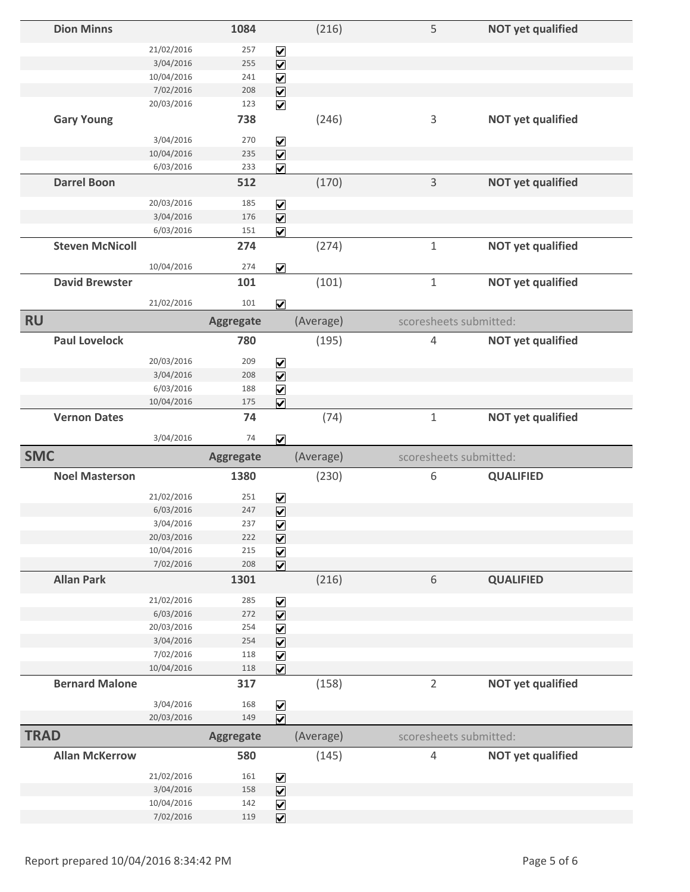| | | | | | |
|---|---|---|---|---|---|
| **Dion Minns** | | **1084** | (216) | 5 | **NOT yet qualified** |
| | 21/02/2016 | 257 | ☑ | | |
| | 3/04/2016 | 255 | ☑ | | |
| | 10/04/2016 | 241 | ☑ | | |
| | 7/02/2016 | 208 | ☑ | | |
| | 20/03/2016 | 123 | ☑ | | |
| **Gary Young** | | **738** | (246) | 3 | **NOT yet qualified** |
| | 3/04/2016 | 270 | ☑ | | |
| | 10/04/2016 | 235 | ☑ | | |
| | 6/03/2016 | 233 | ☑ | | |
| **Darrel Boon** | | **512** | (170) | 3 | **NOT yet qualified** |
| | 20/03/2016 | 185 | ☑ | | |
| | 3/04/2016 | 176 | ☑ | | |
| | 6/03/2016 | 151 | ☑ | | |
| **Steven McNicoll** | | **274** | (274) | 1 | **NOT yet qualified** |
| | 10/04/2016 | 274 | ☑ | | |
| **David Brewster** | | **101** | (101) | 1 | **NOT yet qualified** |
| | 21/02/2016 | 101 | ☑ | | |
| **RU** | | **Aggregate** | (Average) | scoresheets submitted: | |
| **Paul Lovelock** | | **780** | (195) | 4 | **NOT yet qualified** |
| | 20/03/2016 | 209 | ☑ | | |
| | 3/04/2016 | 208 | ☑ | | |
| | 6/03/2016 | 188 | ☑ | | |
| | 10/04/2016 | 175 | ☑ | | |
| **Vernon Dates** | | **74** | (74) | 1 | **NOT yet qualified** |
| | 3/04/2016 | 74 | ☑ | | |
| **SMC** | | **Aggregate** | (Average) | scoresheets submitted: | |
| **Noel Masterson** | | **1380** | (230) | 6 | **QUALIFIED** |
| | 21/02/2016 | 251 | ☑ | | |
| | 6/03/2016 | 247 | ☑ | | |
| | 3/04/2016 | 237 | ☑ | | |
| | 20/03/2016 | 222 | ☑ | | |
| | 10/04/2016 | 215 | ☑ | | |
| | 7/02/2016 | 208 | ☑ | | |
| **Allan Park** | | **1301** | (216) | 6 | **QUALIFIED** |
| | 21/02/2016 | 285 | ☑ | | |
| | 6/03/2016 | 272 | ☑ | | |
| | 20/03/2016 | 254 | ☑ | | |
| | 3/04/2016 | 254 | ☑ | | |
| | 7/02/2016 | 118 | ☑ | | |
| | 10/04/2016 | 118 | ☑ | | |
| **Bernard Malone** | | **317** | (158) | 2 | **NOT yet qualified** |
| | 3/04/2016 | 168 | ☑ | | |
| | 20/03/2016 | 149 | ☑ | | |
| **TRAD** | | **Aggregate** | (Average) | scoresheets submitted: | |
| **Allan McKerrow** | | **580** | (145) | 4 | **NOT yet qualified** |
| | 21/02/2016 | 161 | ☑ | | |
| | 3/04/2016 | 158 | ☑ | | |
| | 10/04/2016 | 142 | ☑ | | |
| | 7/02/2016 | 119 | ☑ | | |

Report prepared 10/04/2016 8:34:42 PM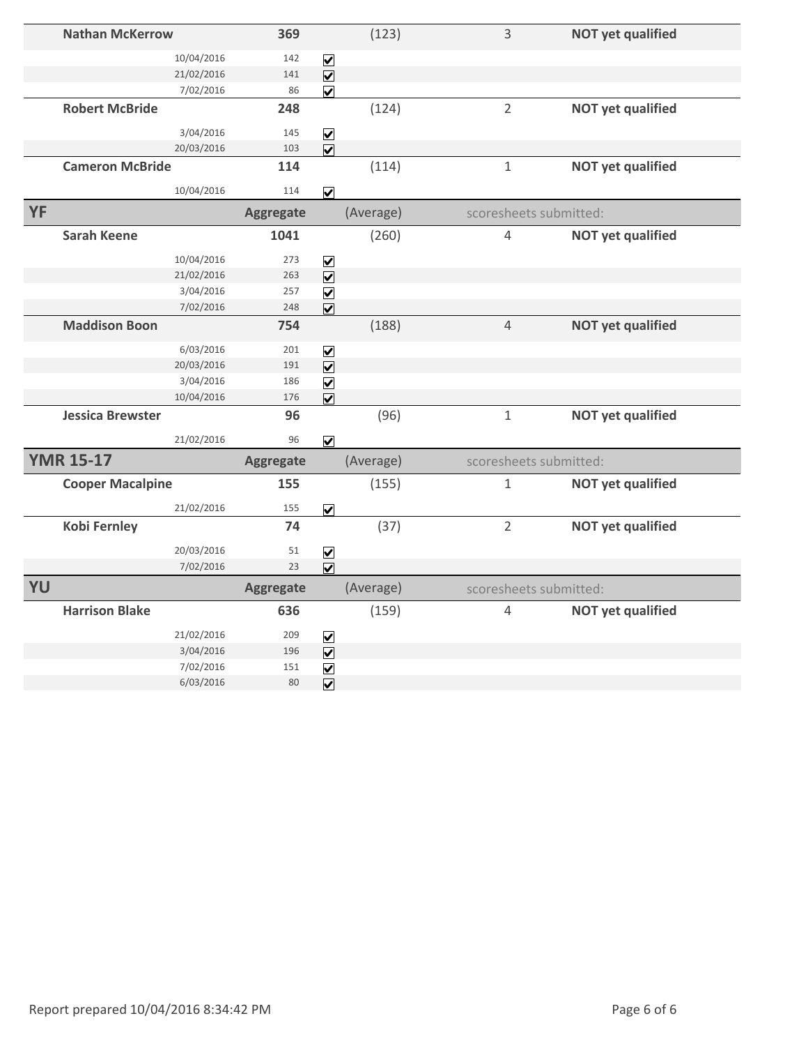| | | | | | |
|---|---|---|---|---|---|
| **Nathan McKerrow** | | **369** | (123) | 3 | **NOT yet qualified** |
| | 10/04/2016 | 142 | ☑ | | |
| | 21/02/2016 | 141 | ☑ | | |
| | 7/02/2016 | 86 | ☑ | | |
| **Robert McBride** | | **248** | (124) | 2 | **NOT yet qualified** |
| | 3/04/2016 | 145 | ☑ | | |
| | 20/03/2016 | 103 | ☑ | | |
| **Cameron McBride** | | **114** | (114) | 1 | **NOT yet qualified** |
| | 10/04/2016 | 114 | ☑ | | |
| **YF** | | **Aggregate** | (Average) | scoresheets submitted: | |
| **Sarah Keene** | | **1041** | (260) | 4 | **NOT yet qualified** |
| | 10/04/2016 | 273 | ☑ | | |
| | 21/02/2016 | 263 | ☑ | | |
| | 3/04/2016 | 257 | ☑ | | |
| | 7/02/2016 | 248 | ☑ | | |
| **Maddison Boon** | | **754** | (188) | 4 | **NOT yet qualified** |
| | 6/03/2016 | 201 | ☑ | | |
| | 20/03/2016 | 191 | ☑ | | |
| | 3/04/2016 | 186 | ☑ | | |
| | 10/04/2016 | 176 | ☑ | | |
| **Jessica Brewster** | | **96** | (96) | 1 | **NOT yet qualified** |
| | 21/02/2016 | 96 | ☑ | | |
| **YMR 15-17** | | **Aggregate** | (Average) | scoresheets submitted: | |
| **Cooper Macalpine** | | **155** | (155) | 1 | **NOT yet qualified** |
| | 21/02/2016 | 155 | ☑ | | |
| **Kobi Fernley** | | **74** | (37) | 2 | **NOT yet qualified** |
| | 20/03/2016 | 51 | ☑ | | |
| | 7/02/2016 | 23 | ☑ | | |
| **YU** | | **Aggregate** | (Average) | scoresheets submitted: | |
| **Harrison Blake** | | **636** | (159) | 4 | **NOT yet qualified** |
| | 21/02/2016 | 209 | ☑ | | |
| | 3/04/2016 | 196 | ☑ | | |
| | 7/02/2016 | 151 | ☑ | | |
| | 6/03/2016 | 80 | ☑ | | |

Report prepared 10/04/2016 8:34:42 PM